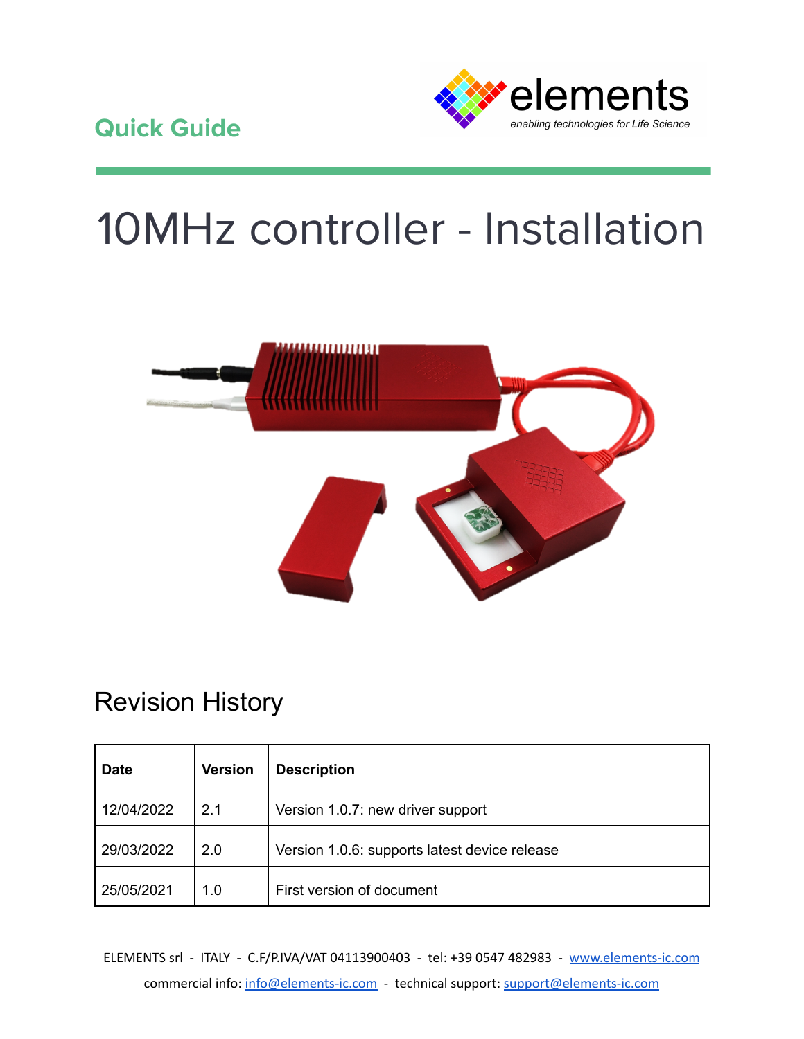Quick Guide

elements
*enabling technologies for Life Science*

# 10MHz controller - Installation

## Revision History

| Date | Version | Description |
|---|---|---|
| 12/04/2022 | 2.1 | Version 1.0.7: new driver support |
| 29/03/2022 | 2.0 | Version 1.0.6: supports latest device release |
| 25/05/2021 | 1.0 | First version of document |

ELEMENTS srl - ITALY - C.F/P.IVA/VAT 04113900403 - tel: +39 0547 482983 - www.elements-ic.com
commercial info: info@elements-ic.com - technical support: support@elements-ic.com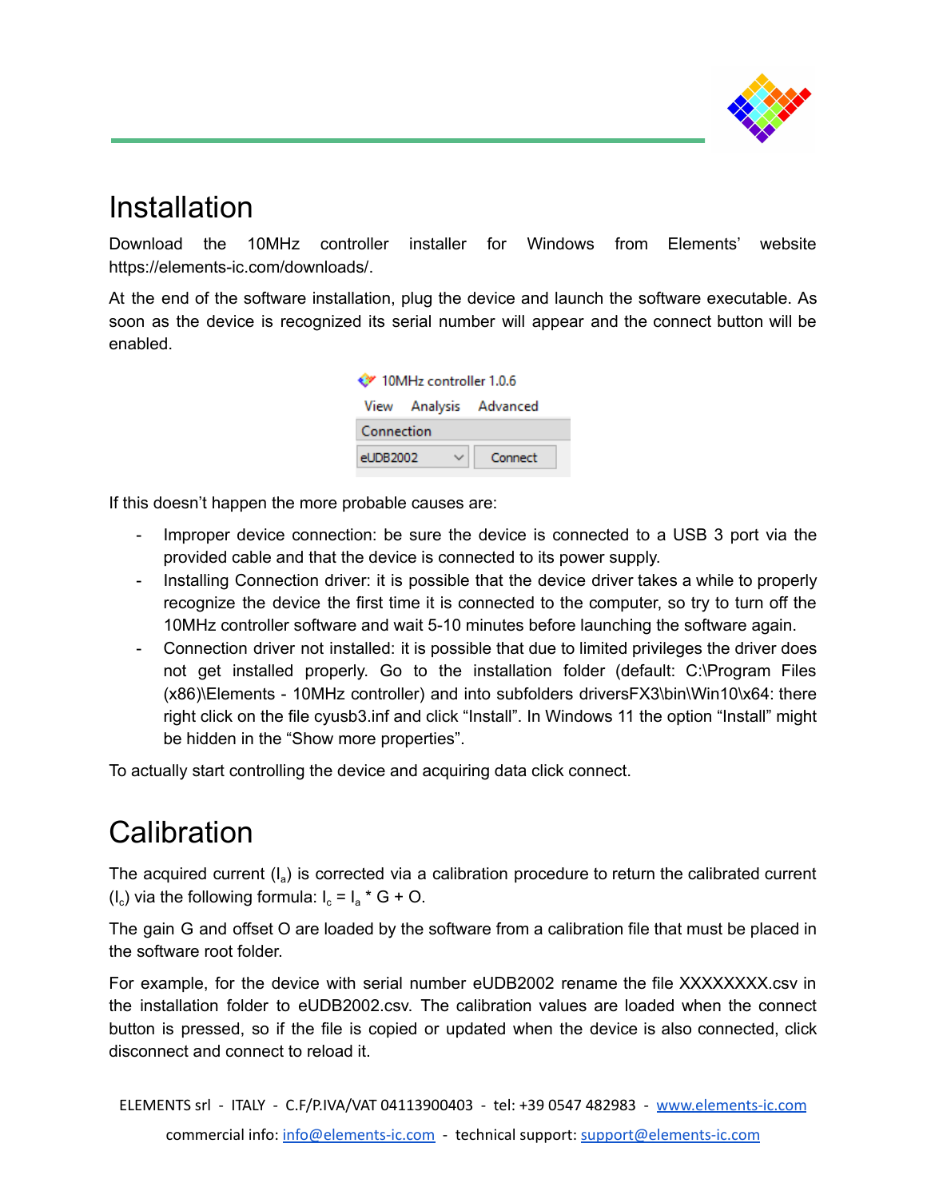# Installation

Download the 10MHz controller installer for Windows from Elements' website https://elements-ic.com/downloads/.

At the end of the software installation, plug the device and launch the software executable. As soon as the device is recognized its serial number will appear and the connect button will be enabled.

If this doesn't happen the more probable causes are:

- Improper device connection: be sure the device is connected to a USB 3 port via the provided cable and that the device is connected to its power supply.
- Installing Connection driver: it is possible that the device driver takes a while to properly recognize the device the first time it is connected to the computer, so try to turn off the 10MHz controller software and wait 5-10 minutes before launching the software again.
- Connection driver not installed: it is possible that due to limited privileges the driver does not get installed properly. Go to the installation folder (default: C:\Program Files (x86)\Elements - 10MHz controller) and into subfolders driversFX3\bin\Win10\x64: there right click on the file cyusb3.inf and click "Install". In Windows 11 the option "Install" might be hidden in the "Show more properties".

To actually start controlling the device and acquiring data click connect.

# Calibration

The acquired current ($I_a$) is corrected via a calibration procedure to return the calibrated current ($I_c$) via the following formula: $I_c = I_a * G + O$.

The gain G and offset O are loaded by the software from a calibration file that must be placed in the software root folder.

For example, for the device with serial number eUDB2002 rename the file XXXXXXXX.csv in the installation folder to eUDB2002.csv. The calibration values are loaded when the connect button is pressed, so if the file is copied or updated when the device is also connected, click disconnect and connect to reload it.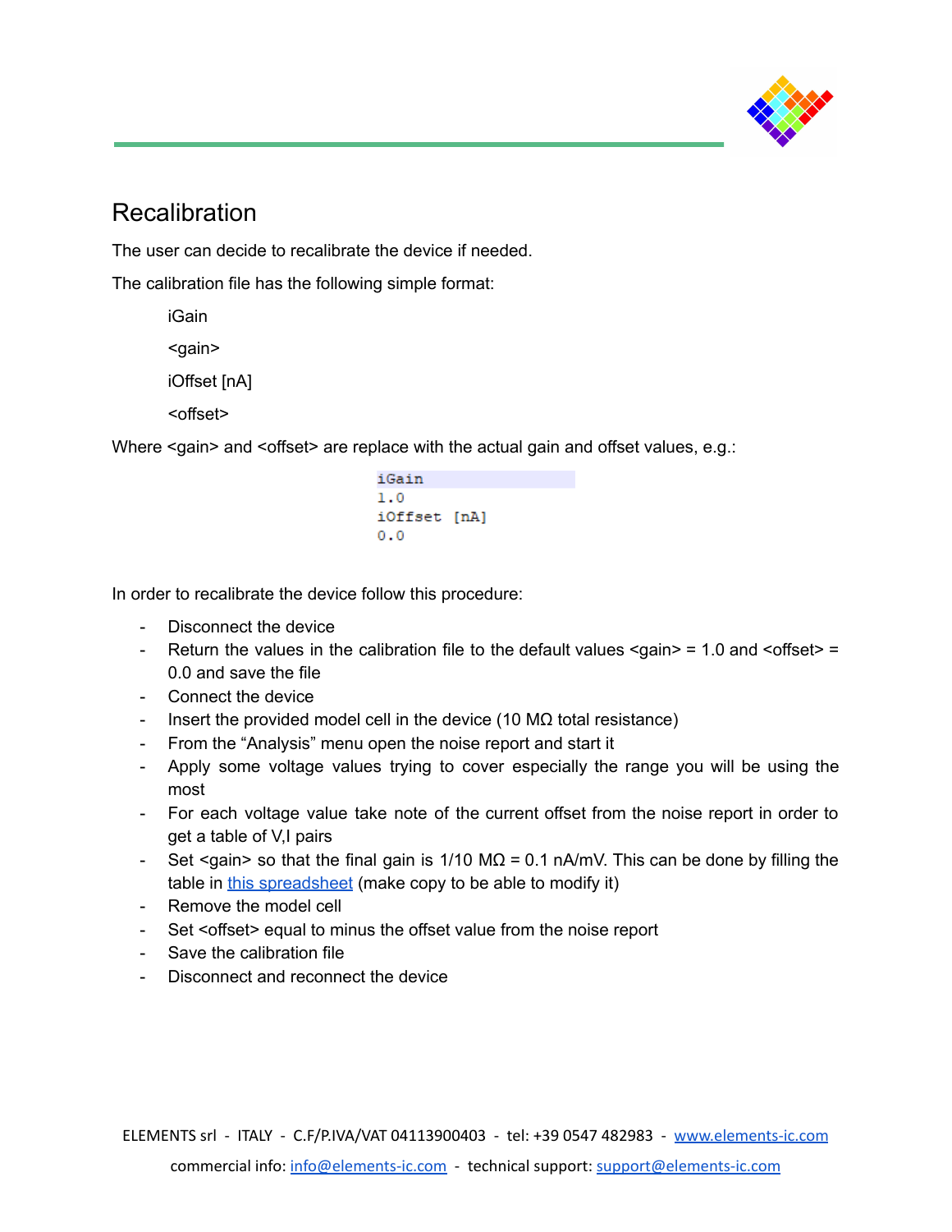## Recalibration

The user can decide to recalibrate the device if needed.

The calibration file has the following simple format:

iGain

<gain>

iOffset [nA]

<offset>

Where <gain> and <offset> are replace with the actual gain and offset values, e.g.:

```
iGain
1.0
iOffset [nA]
0.0
```

In order to recalibrate the device follow this procedure:

- Disconnect the device
- Return the values in the calibration file to the default values <gain> = 1.0 and <offset> = 0.0 and save the file
- Connect the device
- Insert the provided model cell in the device (10 MΩ total resistance)
- From the "Analysis" menu open the noise report and start it
- Apply some voltage values trying to cover especially the range you will be using the most
- For each voltage value take note of the current offset from the noise report in order to get a table of V,I pairs
- Set <gain> so that the final gain is 1/10 MΩ = 0.1 nA/mV. This can be done by filling the table in this spreadsheet (make copy to be able to modify it)
- Remove the model cell
- Set <offset> equal to minus the offset value from the noise report
- Save the calibration file
- Disconnect and reconnect the device